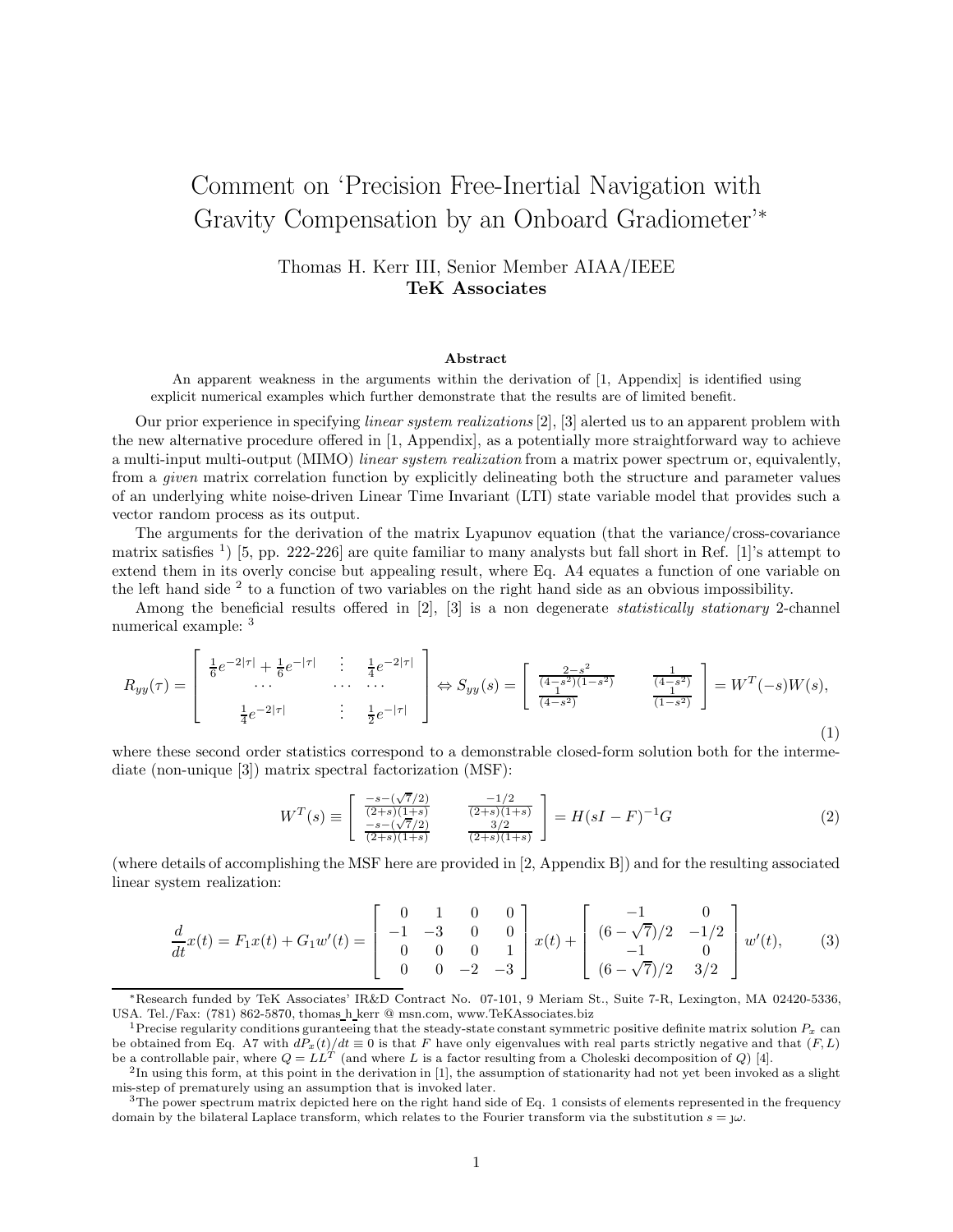# Comment on 'Precision Free-Inertial Navigation with Gravity Compensation by an Onboard Gradiometer'*

Thomas H. Kerr III, Senior Member AIAA/IEEE
**TeK Associates**

### Abstract

An apparent weakness in the arguments within the derivation of [1, Appendix] is identified using explicit numerical examples which further demonstrate that the results are of limited benefit.

Our prior experience in specifying *linear system realizations* [2], [3] alerted us to an apparent problem with the new alternative procedure offered in [1, Appendix], as a potentially more straightforward way to achieve a multi-input multi-output (MIMO) *linear system realization* from a matrix power spectrum or, equivalently, from a *given* matrix correlation function by explicitly delineating both the structure and parameter values of an underlying white noise-driven Linear Time Invariant (LTI) state variable model that provides such a vector random process as its output.

The arguments for the derivation of the matrix Lyapunov equation (that the variance/cross-covariance matrix satisfies [1]) [5, pp. 222-226] are quite familiar to many analysts but fall short in Ref. [1]'s attempt to extend them in its overly concise but appealing result, where Eq. A4 equates a function of one variable on the left hand side [2] to a function of two variables on the right hand side as an obvious impossibility.

Among the beneficial results offered in [2], [3] is a non degenerate *statistically stationary* 2-channel numerical example: [3]

$$R_{yy}(\tau) = \left[ \begin{array}{ccc} \frac{1}{6}e^{-2|\tau|} + \frac{1}{6}e^{-|\tau|} & \vdots & \frac{1}{4}e^{-2|\tau|} \\ \cdots & \cdots & \cdots \\ \frac{1}{4}e^{-2|\tau|} & \vdots & \frac{1}{2}e^{-|\tau|} \end{array} \right] \Leftrightarrow S_{yy}(s) = \left[ \begin{array}{cc} \frac{2-s^2}{(4-s^2)(1-s^2)} & \frac{1}{(4-s^2)} \\ \frac{1}{(4-s^2)} & \frac{1}{(1-s^2)} \end{array} \right] = W^T(-s)W(s), \tag{1}$$

where these second order statistics correspond to a demonstrable closed-form solution both for the intermediate (non-unique [3]) matrix spectral factorization (MSF):

$$W^T(s) \equiv \left[ \begin{array}{cc} \frac{-s-(\sqrt{7}/2)}{(2+s)(1+s)} & \frac{-1/2}{(2+s)(1+s)} \\ \frac{-s-(\sqrt{7}/2)}{(2+s)(1+s)} & \frac{3/2}{(2+s)(1+s)} \end{array} \right] = H(sI-F)^{-1}G \tag{2}$$

(where details of accomplishing the MSF here are provided in [2, Appendix B]) and for the resulting associated linear system realization:

$$\frac{d}{dt}x(t) = F_1 x(t) + G_1 w'(t) = \left[ \begin{array}{cccc} 0 & 1 & 0 & 0 \\ -1 & -3 & 0 & 0 \\ 0 & 0 & 0 & 1 \\ 0 & 0 & -2 & -3 \end{array} \right] x(t) + \left[ \begin{array}{cc} -1 & 0 \\ (6-\sqrt{7})/2 & -1/2 \\ -1 & 0 \\ (6-\sqrt{7})/2 & 3/2 \end{array} \right] w'(t), \tag{3}$$

---

*Research funded by TeK Associates' IR&D Contract No. 07-101, 9 Meriam St., Suite 7-R, Lexington, MA 02420-5336, USA. Tel./Fax: (781) 862-5870, thomas_h_kerr @ msn.com, www.TeKAssociates.biz

[1] Precise regularity conditions guranteeing that the steady-state constant symmetric positive definite matrix solution $P_x$ can be obtained from Eq. A7 with $dP_x(t)/dt \equiv 0$ is that $F$ have only eigenvalues with real parts strictly negative and that $(F, L)$ be a controllable pair, where $Q = LL^T$ (and where $L$ is a factor resulting from a Choleski decomposition of $Q$) [4].

[2] In using this form, at this point in the derivation in [1], the assumption of stationarity had not yet been invoked as a slight mis-step of prematurely using an assumption that is invoked later.

[3] The power spectrum matrix depicted here on the right hand side of Eq. 1 consists of elements represented in the frequency domain by the bilateral Laplace transform, which relates to the Fourier transform via the substitution $s = \jmath\omega$.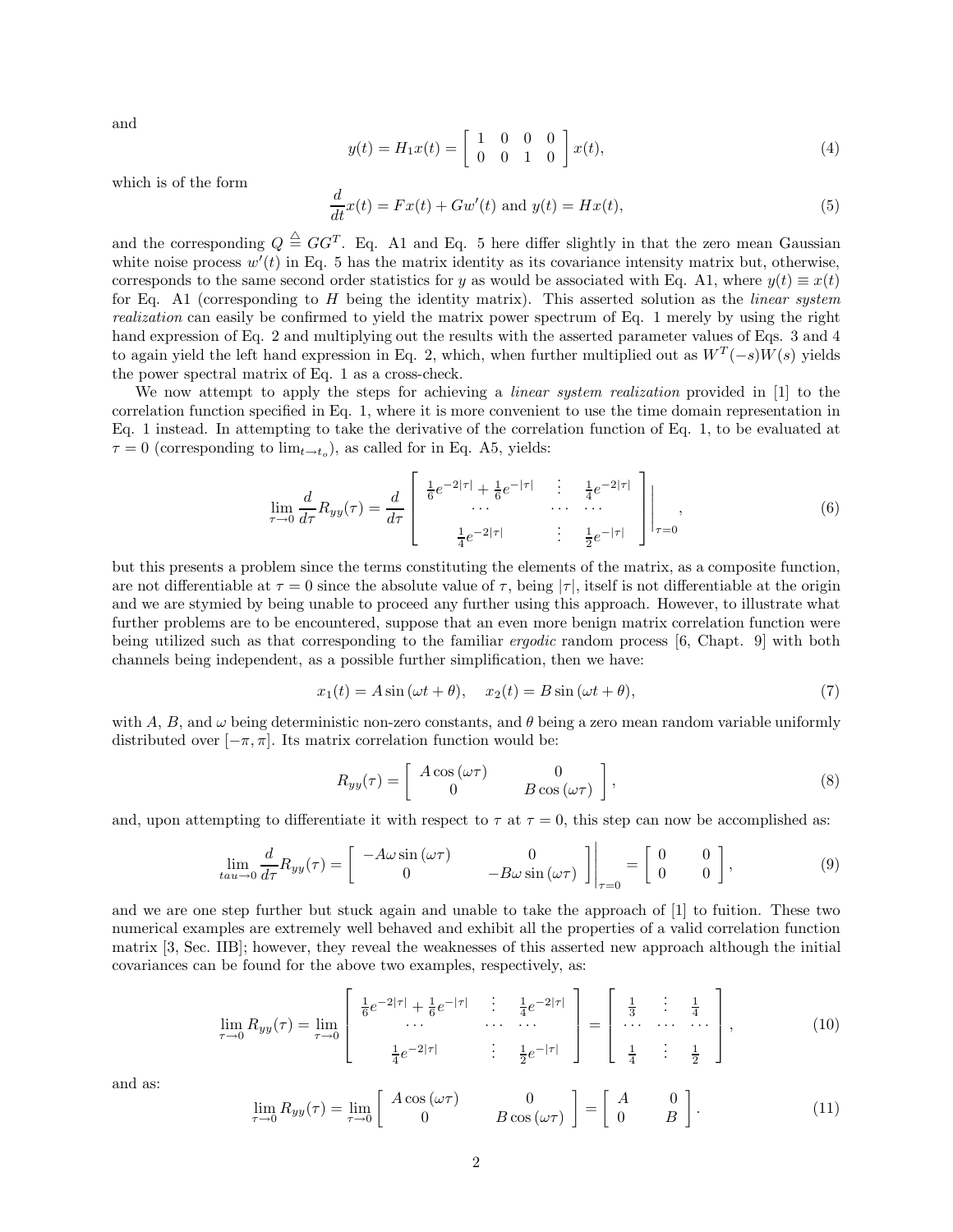and

$$y(t) = H_1 x(t) = \begin{bmatrix} 1 & 0 & 0 & 0 \\ 0 & 0 & 1 & 0 \end{bmatrix} x(t), \tag{4}$$

which is of the form

$$\frac{d}{dt}x(t) = Fx(t) + Gw'(t) \text{ and } y(t) = Hx(t), \tag{5}$$

and the corresponding $Q \stackrel{\triangle}{=} GG^T$. Eq. A1 and Eq. 5 here differ slightly in that the zero mean Gaussian white noise process $w'(t)$ in Eq. 5 has the matrix identity as its covariance intensity matrix but, otherwise, corresponds to the same second order statistics for $y$ as would be associated with Eq. A1, where $y(t) \equiv x(t)$ for Eq. A1 (corresponding to $H$ being the identity matrix). This asserted solution as the *linear system realization* can easily be confirmed to yield the matrix power spectrum of Eq. 1 merely by using the right hand expression of Eq. 2 and multiplying out the results with the asserted parameter values of Eqs. 3 and 4 to again yield the left hand expression in Eq. 2, which, when further multiplied out as $W^T(-s)W(s)$ yields the power spectral matrix of Eq. 1 as a cross-check.

We now attempt to apply the steps for achieving a *linear system realization* provided in [1] to the correlation function specified in Eq. 1, where it is more convenient to use the time domain representation in Eq. 1 instead. In attempting to take the derivative of the correlation function of Eq. 1, to be evaluated at $\tau = 0$ (corresponding to $\lim_{t \to t_o}$), as called for in Eq. A5, yields:

$$\lim_{\tau \to 0} \frac{d}{d\tau} R_{yy}(\tau) = \frac{d}{d\tau} \left[ \begin{array}{ccc} \frac{1}{6}e^{-2|\tau|} + \frac{1}{6}e^{-|\tau|} & \vdots & \frac{1}{4}e^{-2|\tau|} \\ \cdots & \cdots & \cdots \\ \frac{1}{4}e^{-2|\tau|} & \vdots & \frac{1}{2}e^{-|\tau|} \end{array} \right] \Bigg|_{\tau=0}, \tag{6}$$

but this presents a problem since the terms constituting the elements of the matrix, as a composite function, are not differentiable at $\tau = 0$ since the absolute value of $\tau$, being $|\tau|$, itself is not differentiable at the origin and we are stymied by being unable to proceed any further using this approach. However, to illustrate what further problems are to be encountered, suppose that an even more benign matrix correlation function were being utilized such as that corresponding to the familiar *ergodic* random process [6, Chapt. 9] with both channels being independent, as a possible further simplification, then we have:

$$x_1(t) = A \sin(\omega t + \theta), \quad x_2(t) = B \sin(\omega t + \theta), \tag{7}$$

with $A$, $B$, and $\omega$ being deterministic non-zero constants, and $\theta$ being a zero mean random variable uniformly distributed over $[-\pi, \pi]$. Its matrix correlation function would be:

$$R_{yy}(\tau) = \begin{bmatrix} A\cos(\omega\tau) & 0 \\ 0 & B\cos(\omega\tau) \end{bmatrix}, \tag{8}$$

and, upon attempting to differentiate it with respect to $\tau$ at $\tau = 0$, this step can now be accomplished as:

$$\lim_{tau \to 0} \frac{d}{d\tau} R_{yy}(\tau) = \begin{bmatrix} -A\omega\sin(\omega\tau) & 0 \\ 0 & -B\omega\sin(\omega\tau) \end{bmatrix} \Bigg|_{\tau=0} = \begin{bmatrix} 0 & 0 \\ 0 & 0 \end{bmatrix}, \tag{9}$$

and we are one step further but stuck again and unable to take the approach of [1] to fuition. These two numerical examples are extremely well behaved and exhibit all the properties of a valid correlation function matrix [3, Sec. IIB]; however, they reveal the weaknesses of this asserted new approach although the initial covariances can be found for the above two examples, respectively, as:

$$\lim_{\tau \to 0} R_{yy}(\tau) = \lim_{\tau \to 0} \left[ \begin{array}{ccc} \frac{1}{6}e^{-2|\tau|} + \frac{1}{6}e^{-|\tau|} & \vdots & \frac{1}{4}e^{-2|\tau|} \\ \cdots & \cdots & \cdots \\ \frac{1}{4}e^{-2|\tau|} & \vdots & \frac{1}{2}e^{-|\tau|} \end{array} \right] = \left[ \begin{array}{ccc} \frac{1}{3} & \vdots & \frac{1}{4} \\ \cdots & \cdots & \cdots \\ \frac{1}{4} & \vdots & \frac{1}{2} \end{array} \right], \tag{10}$$

and as:

$$\lim_{\tau \to 0} R_{yy}(\tau) = \lim_{\tau \to 0} \begin{bmatrix} A\cos(\omega\tau) & 0 \\ 0 & B\cos(\omega\tau) \end{bmatrix} = \begin{bmatrix} A & 0 \\ 0 & B \end{bmatrix}. \tag{11}$$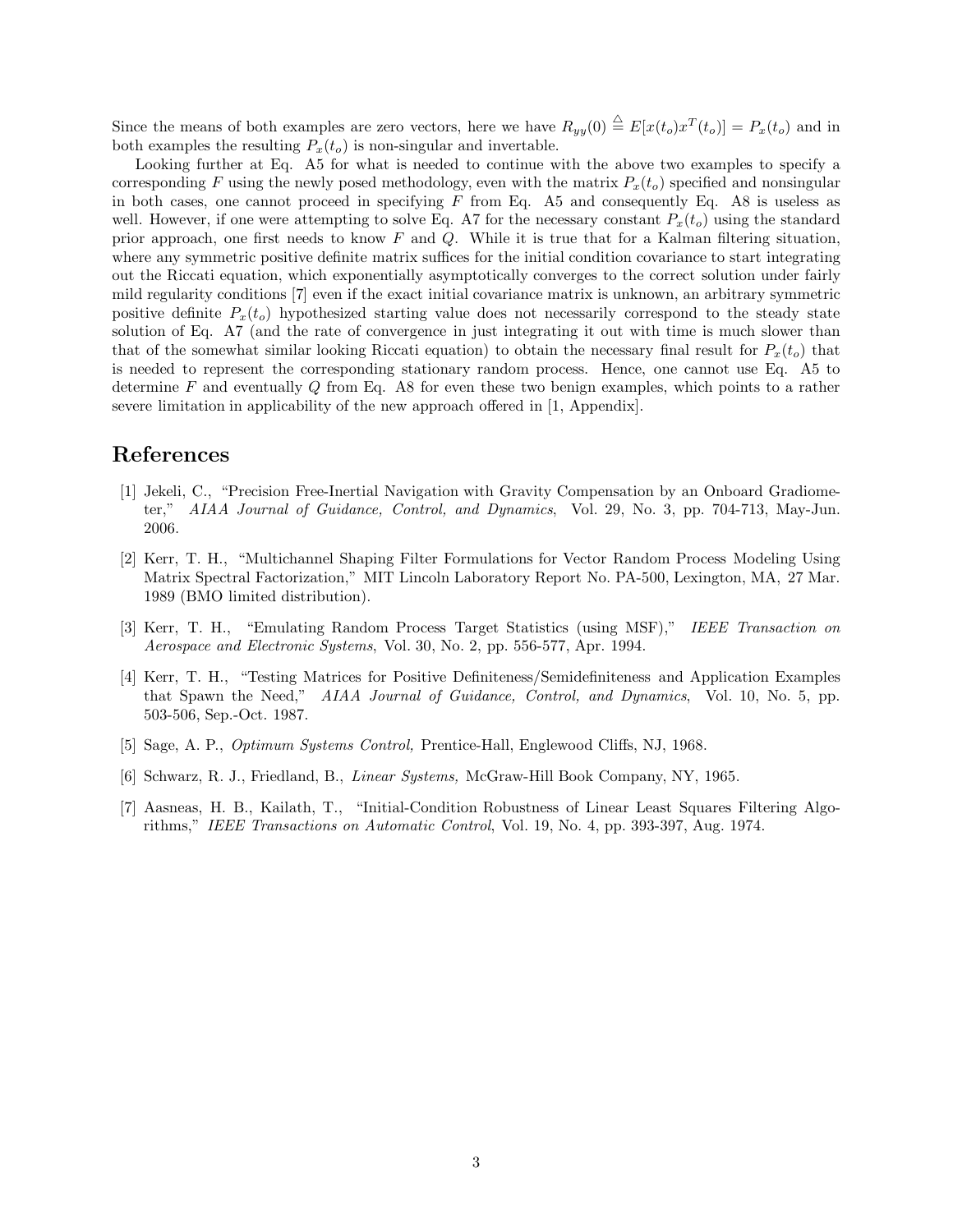Since the means of both examples are zero vectors, here we have $R_{yy}(0) \stackrel{\triangle}{=} E[x(t_o)x^T(t_o)] = P_x(t_o)$ and in both examples the resulting $P_x(t_o)$ is non-singular and invertable.

Looking further at Eq. A5 for what is needed to continue with the above two examples to specify a corresponding $F$ using the newly posed methodology, even with the matrix $P_x(t_o)$ specified and nonsingular in both cases, one cannot proceed in specifying $F$ from Eq. A5 and consequently Eq. A8 is useless as well. However, if one were attempting to solve Eq. A7 for the necessary constant $P_x(t_o)$ using the standard prior approach, one first needs to know $F$ and $Q$. While it is true that for a Kalman filtering situation, where any symmetric positive definite matrix suffices for the initial condition covariance to start integrating out the Riccati equation, which exponentially asymptotically converges to the correct solution under fairly mild regularity conditions [7] even if the exact initial covariance matrix is unknown, an arbitrary symmetric positive definite $P_x(t_o)$ hypothesized starting value does not necessarily correspond to the steady state solution of Eq. A7 (and the rate of convergence in just integrating it out with time is much slower than that of the somewhat similar looking Riccati equation) to obtain the necessary final result for $P_x(t_o)$ that is needed to represent the corresponding stationary random process. Hence, one cannot use Eq. A5 to determine $F$ and eventually $Q$ from Eq. A8 for even these two benign examples, which points to a rather severe limitation in applicability of the new approach offered in [1, Appendix].

# References

[1] Jekeli, C., "Precision Free-Inertial Navigation with Gravity Compensation by an Onboard Gradiometer," *AIAA Journal of Guidance, Control, and Dynamics*, Vol. 29, No. 3, pp. 704-713, May-Jun. 2006.

[2] Kerr, T. H., "Multichannel Shaping Filter Formulations for Vector Random Process Modeling Using Matrix Spectral Factorization," MIT Lincoln Laboratory Report No. PA-500, Lexington, MA, 27 Mar. 1989 (BMO limited distribution).

[3] Kerr, T. H., "Emulating Random Process Target Statistics (using MSF)," *IEEE Transaction on Aerospace and Electronic Systems*, Vol. 30, No. 2, pp. 556-577, Apr. 1994.

[4] Kerr, T. H., "Testing Matrices for Positive Definiteness/Semidefiniteness and Application Examples that Spawn the Need," *AIAA Journal of Guidance, Control, and Dynamics*, Vol. 10, No. 5, pp. 503-506, Sep.-Oct. 1987.

[5] Sage, A. P., *Optimum Systems Control,* Prentice-Hall, Englewood Cliffs, NJ, 1968.

[6] Schwarz, R. J., Friedland, B., *Linear Systems,* McGraw-Hill Book Company, NY, 1965.

[7] Aasneas, H. B., Kailath, T., "Initial-Condition Robustness of Linear Least Squares Filtering Algorithms," *IEEE Transactions on Automatic Control*, Vol. 19, No. 4, pp. 393-397, Aug. 1974.